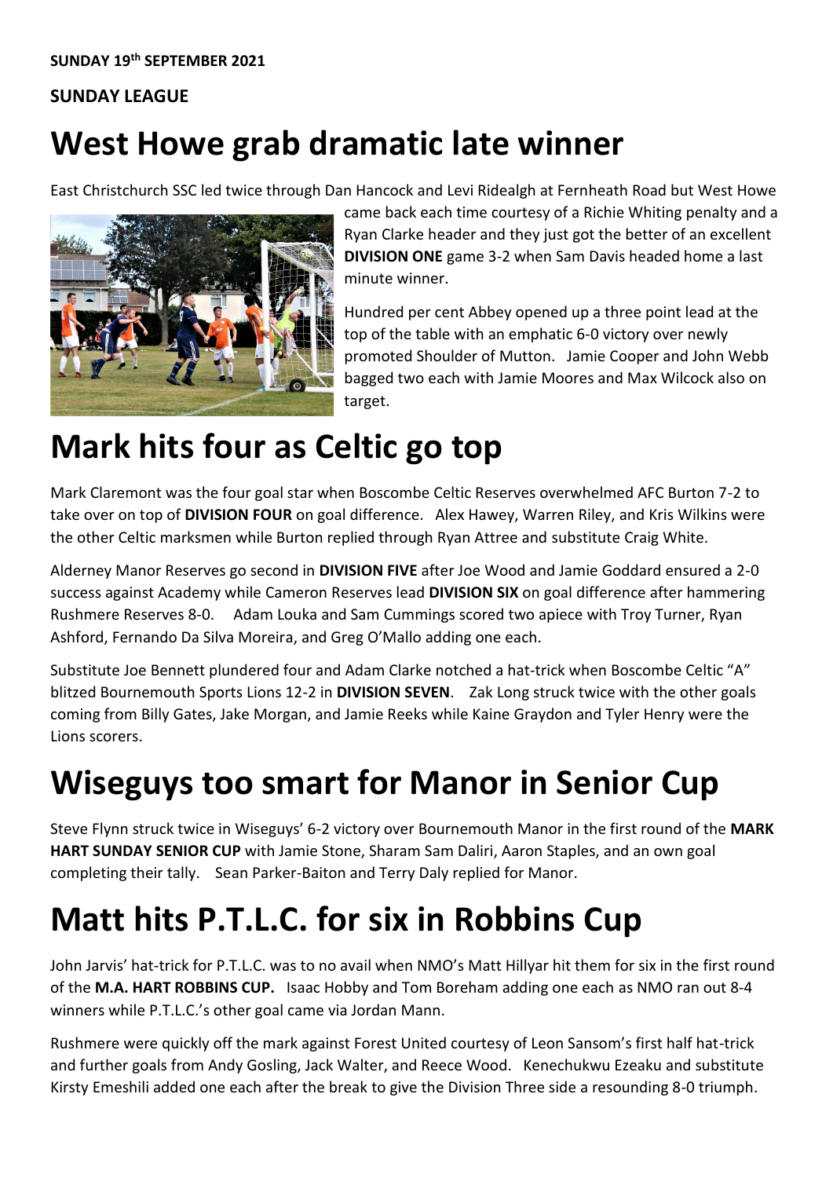**SUNDAY 19th SEPTEMBER 2021**

**SUNDAY LEAGUE**

# West Howe grab dramatic late winner

East Christchurch SSC led twice through Dan Hancock and Levi Ridealgh at Fernheath Road but West Howe came back each time courtesy of a Richie Whiting penalty and a Ryan Clarke header and they just got the better of an excellent **DIVISION ONE** game 3-2 when Sam Davis headed home a last minute winner.

Hundred per cent Abbey opened up a three point lead at the top of the table with an emphatic 6-0 victory over newly promoted Shoulder of Mutton. Jamie Cooper and John Webb bagged two each with Jamie Moores and Max Wilcock also on target.

# Mark hits four as Celtic go top

Mark Claremont was the four goal star when Boscombe Celtic Reserves overwhelmed AFC Burton 7-2 to take over on top of **DIVISION FOUR** on goal difference. Alex Hawey, Warren Riley, and Kris Wilkins were the other Celtic marksmen while Burton replied through Ryan Attree and substitute Craig White.

Alderney Manor Reserves go second in **DIVISION FIVE** after Joe Wood and Jamie Goddard ensured a 2-0 success against Academy while Cameron Reserves lead **DIVISION SIX** on goal difference after hammering Rushmere Reserves 8-0. Adam Louka and Sam Cummings scored two apiece with Troy Turner, Ryan Ashford, Fernando Da Silva Moreira, and Greg O'Mallo adding one each.

Substitute Joe Bennett plundered four and Adam Clarke notched a hat-trick when Boscombe Celtic "A" blitzed Bournemouth Sports Lions 12-2 in **DIVISION SEVEN**. Zak Long struck twice with the other goals coming from Billy Gates, Jake Morgan, and Jamie Reeks while Kaine Graydon and Tyler Henry were the Lions scorers.

# Wiseguys too smart for Manor in Senior Cup

Steve Flynn struck twice in Wiseguys' 6-2 victory over Bournemouth Manor in the first round of the **MARK HART SUNDAY SENIOR CUP** with Jamie Stone, Sharam Sam Daliri, Aaron Staples, and an own goal completing their tally. Sean Parker-Baiton and Terry Daly replied for Manor.

# Matt hits P.T.L.C. for six in Robbins Cup

John Jarvis' hat-trick for P.T.L.C. was to no avail when NMO's Matt Hillyar hit them for six in the first round of the **M.A. HART ROBBINS CUP.** Isaac Hobby and Tom Boreham adding one each as NMO ran out 8-4 winners while P.T.L.C.'s other goal came via Jordan Mann.

Rushmere were quickly off the mark against Forest United courtesy of Leon Sansom's first half hat-trick and further goals from Andy Gosling, Jack Walter, and Reece Wood. Kenechukwu Ezeaku and substitute Kirsty Emeshili added one each after the break to give the Division Three side a resounding 8-0 triumph.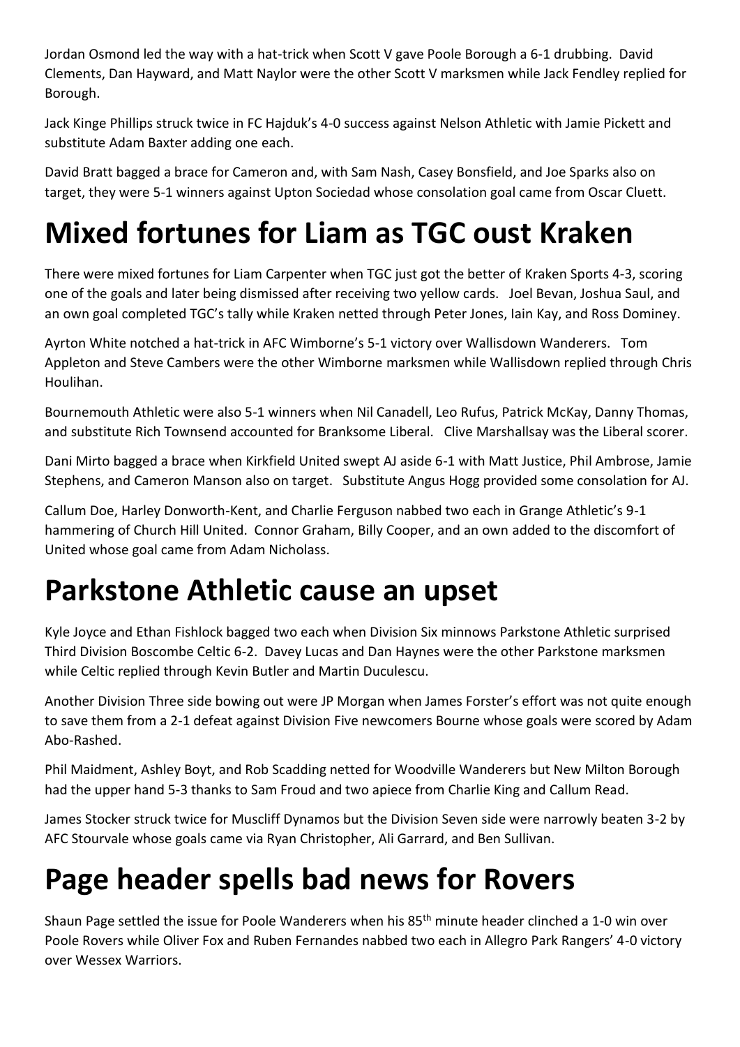Jordan Osmond led the way with a hat-trick when Scott V gave Poole Borough a 6-1 drubbing. David Clements, Dan Hayward, and Matt Naylor were the other Scott V marksmen while Jack Fendley replied for Borough.

Jack Kinge Phillips struck twice in FC Hajduk's 4-0 success against Nelson Athletic with Jamie Pickett and substitute Adam Baxter adding one each.

David Bratt bagged a brace for Cameron and, with Sam Nash, Casey Bonsfield, and Joe Sparks also on target, they were 5-1 winners against Upton Sociedad whose consolation goal came from Oscar Cluett.

# Mixed fortunes for Liam as TGC oust Kraken

There were mixed fortunes for Liam Carpenter when TGC just got the better of Kraken Sports 4-3, scoring one of the goals and later being dismissed after receiving two yellow cards. Joel Bevan, Joshua Saul, and an own goal completed TGC's tally while Kraken netted through Peter Jones, Iain Kay, and Ross Dominey.

Ayrton White notched a hat-trick in AFC Wimborne's 5-1 victory over Wallisdown Wanderers. Tom Appleton and Steve Cambers were the other Wimborne marksmen while Wallisdown replied through Chris Houlihan.

Bournemouth Athletic were also 5-1 winners when Nil Canadell, Leo Rufus, Patrick McKay, Danny Thomas, and substitute Rich Townsend accounted for Branksome Liberal. Clive Marshallsay was the Liberal scorer.

Dani Mirto bagged a brace when Kirkfield United swept AJ aside 6-1 with Matt Justice, Phil Ambrose, Jamie Stephens, and Cameron Manson also on target. Substitute Angus Hogg provided some consolation for AJ.

Callum Doe, Harley Donworth-Kent, and Charlie Ferguson nabbed two each in Grange Athletic's 9-1 hammering of Church Hill United. Connor Graham, Billy Cooper, and an own added to the discomfort of United whose goal came from Adam Nicholass.

# Parkstone Athletic cause an upset

Kyle Joyce and Ethan Fishlock bagged two each when Division Six minnows Parkstone Athletic surprised Third Division Boscombe Celtic 6-2. Davey Lucas and Dan Haynes were the other Parkstone marksmen while Celtic replied through Kevin Butler and Martin Duculescu.

Another Division Three side bowing out were JP Morgan when James Forster's effort was not quite enough to save them from a 2-1 defeat against Division Five newcomers Bourne whose goals were scored by Adam Abo-Rashed.

Phil Maidment, Ashley Boyt, and Rob Scadding netted for Woodville Wanderers but New Milton Borough had the upper hand 5-3 thanks to Sam Froud and two apiece from Charlie King and Callum Read.

James Stocker struck twice for Muscliff Dynamos but the Division Seven side were narrowly beaten 3-2 by AFC Stourvale whose goals came via Ryan Christopher, Ali Garrard, and Ben Sullivan.

# Page header spells bad news for Rovers

Shaun Page settled the issue for Poole Wanderers when his 85th minute header clinched a 1-0 win over Poole Rovers while Oliver Fox and Ruben Fernandes nabbed two each in Allegro Park Rangers' 4-0 victory over Wessex Warriors.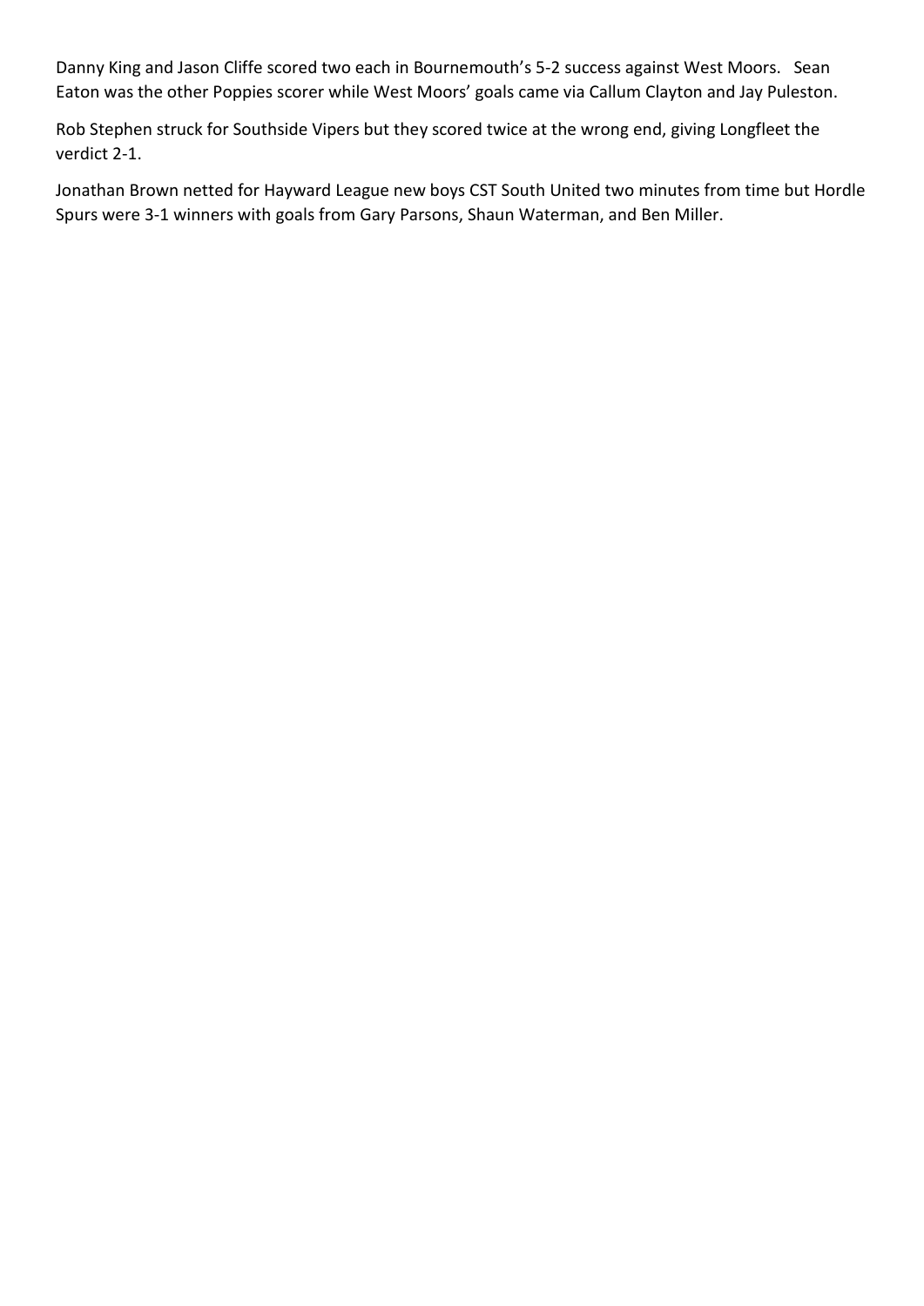Danny King and Jason Cliffe scored two each in Bournemouth's 5-2 success against West Moors. Sean Eaton was the other Poppies scorer while West Moors' goals came via Callum Clayton and Jay Puleston.

Rob Stephen struck for Southside Vipers but they scored twice at the wrong end, giving Longfleet the verdict 2-1.

Jonathan Brown netted for Hayward League new boys CST South United two minutes from time but Hordle Spurs were 3-1 winners with goals from Gary Parsons, Shaun Waterman, and Ben Miller.